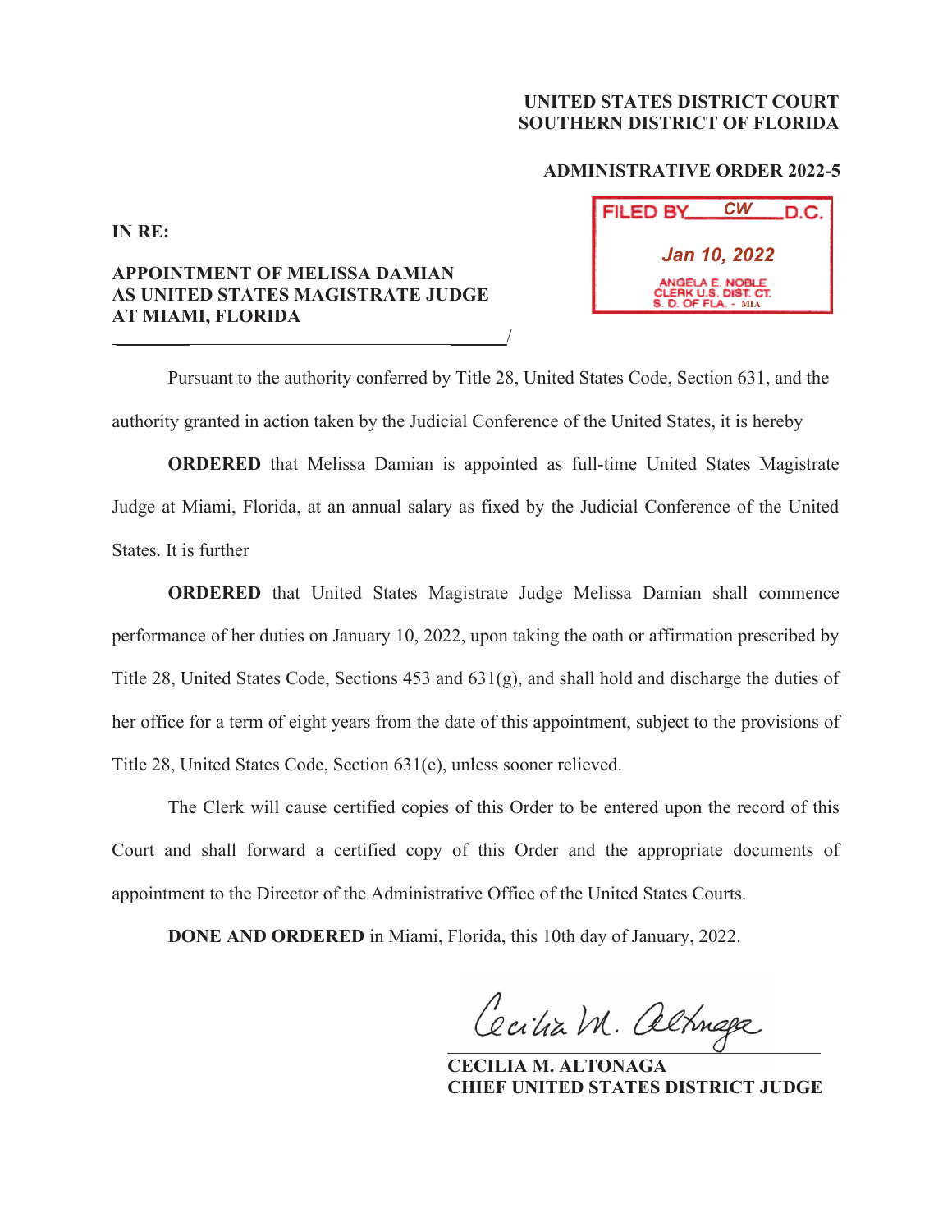**UNITED STATES DISTRICT COURT**
**SOUTHERN DISTRICT OF FLORIDA**

**ADMINISTRATIVE ORDER 2022-5**

FILED BY CW D.C.

Jan 10, 2022

ANGELA E. NOBLE
CLERK U.S. DIST. CT.
S. D. OF FLA. - MIA

**IN RE:**

**APPOINTMENT OF MELISSA DAMIAN AS UNITED STATES MAGISTRATE JUDGE AT MIAMI, FLORIDA**
_______________________________________/

Pursuant to the authority conferred by Title 28, United States Code, Section 631, and the authority granted in action taken by the Judicial Conference of the United States, it is hereby

**ORDERED** that Melissa Damian is appointed as full-time United States Magistrate Judge at Miami, Florida, at an annual salary as fixed by the Judicial Conference of the United States. It is further

**ORDERED** that United States Magistrate Judge Melissa Damian shall commence performance of her duties on January 10, 2022, upon taking the oath or affirmation prescribed by Title 28, United States Code, Sections 453 and 631(g), and shall hold and discharge the duties of her office for a term of eight years from the date of this appointment, subject to the provisions of Title 28, United States Code, Section 631(e), unless sooner relieved.

The Clerk will cause certified copies of this Order to be entered upon the record of this Court and shall forward a certified copy of this Order and the appropriate documents of appointment to the Director of the Administrative Office of the United States Courts.

**DONE AND ORDERED** in Miami, Florida, this 10th day of January, 2022.

Cecilia M. Altonaga

**CECILIA M. ALTONAGA**
**CHIEF UNITED STATES DISTRICT JUDGE**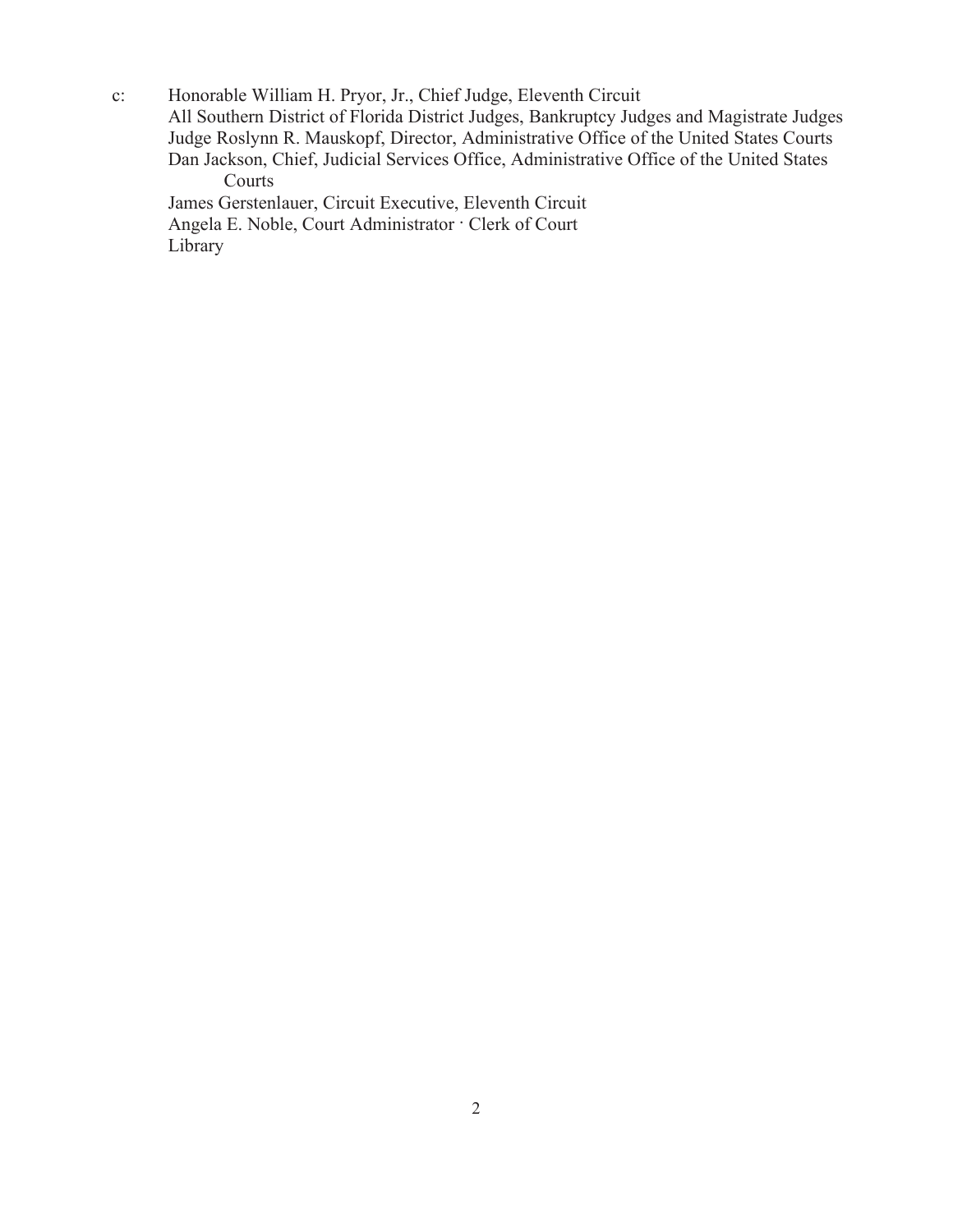c: Honorable William H. Pryor, Jr., Chief Judge, Eleventh Circuit
All Southern District of Florida District Judges, Bankruptcy Judges and Magistrate Judges
Judge Roslynn R. Mauskopf, Director, Administrative Office of the United States Courts
Dan Jackson, Chief, Judicial Services Office, Administrative Office of the United States Courts
James Gerstenlauer, Circuit Executive, Eleventh Circuit
Angela E. Noble, Court Administrator · Clerk of Court
Library